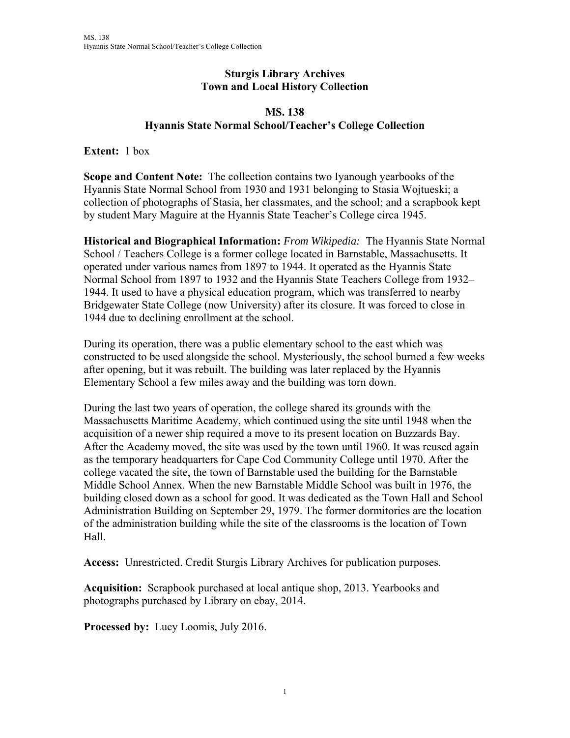# Sturgis Library Archives
# Town and Local History Collection

## MS. 138
## Hyannis State Normal School/Teacher's College Collection

**Extent:** 1 box

**Scope and Content Note:** The collection contains two Iyanough yearbooks of the Hyannis State Normal School from 1930 and 1931 belonging to Stasia Wojtueski; a collection of photographs of Stasia, her classmates, and the school; and a scrapbook kept by student Mary Maguire at the Hyannis State Teacher's College circa 1945.

**Historical and Biographical Information:** *From Wikipedia:* The Hyannis State Normal School / Teachers College is a former college located in Barnstable, Massachusetts. It operated under various names from 1897 to 1944. It operated as the Hyannis State Normal School from 1897 to 1932 and the Hyannis State Teachers College from 1932–1944. It used to have a physical education program, which was transferred to nearby Bridgewater State College (now University) after its closure. It was forced to close in 1944 due to declining enrollment at the school.

During its operation, there was a public elementary school to the east which was constructed to be used alongside the school. Mysteriously, the school burned a few weeks after opening, but it was rebuilt. The building was later replaced by the Hyannis Elementary School a few miles away and the building was torn down.

During the last two years of operation, the college shared its grounds with the Massachusetts Maritime Academy, which continued using the site until 1948 when the acquisition of a newer ship required a move to its present location on Buzzards Bay. After the Academy moved, the site was used by the town until 1960. It was reused again as the temporary headquarters for Cape Cod Community College until 1970. After the college vacated the site, the town of Barnstable used the building for the Barnstable Middle School Annex. When the new Barnstable Middle School was built in 1976, the building closed down as a school for good. It was dedicated as the Town Hall and School Administration Building on September 29, 1979. The former dormitories are the location of the administration building while the site of the classrooms is the location of Town Hall.

**Access:** Unrestricted. Credit Sturgis Library Archives for publication purposes.

**Acquisition:** Scrapbook purchased at local antique shop, 2013. Yearbooks and photographs purchased by Library on ebay, 2014.

**Processed by:** Lucy Loomis, July 2016.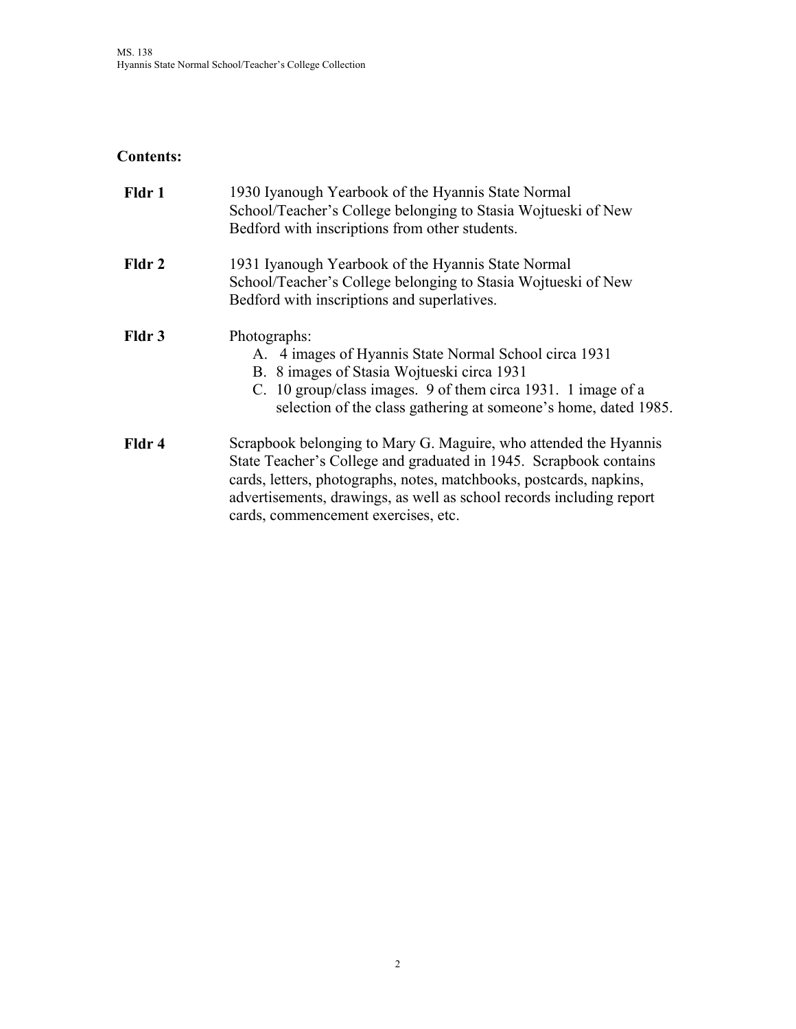## Contents:

| | |
|---|---|
| **Fldr 1** | 1930 Iyanough Yearbook of the Hyannis State Normal School/Teacher's College belonging to Stasia Wojtueski of New Bedford with inscriptions from other students. |
| **Fldr 2** | 1931 Iyanough Yearbook of the Hyannis State Normal School/Teacher's College belonging to Stasia Wojtueski of New Bedford with inscriptions and superlatives. |
| **Fldr 3** | Photographs:<br>A. 4 images of Hyannis State Normal School circa 1931<br>B. 8 images of Stasia Wojtueski circa 1931<br>C. 10 group/class images. 9 of them circa 1931. 1 image of a selection of the class gathering at someone's home, dated 1985. |
| **Fldr 4** | Scrapbook belonging to Mary G. Maguire, who attended the Hyannis State Teacher's College and graduated in 1945. Scrapbook contains cards, letters, photographs, notes, matchbooks, postcards, napkins, advertisements, drawings, as well as school records including report cards, commencement exercises, etc. |